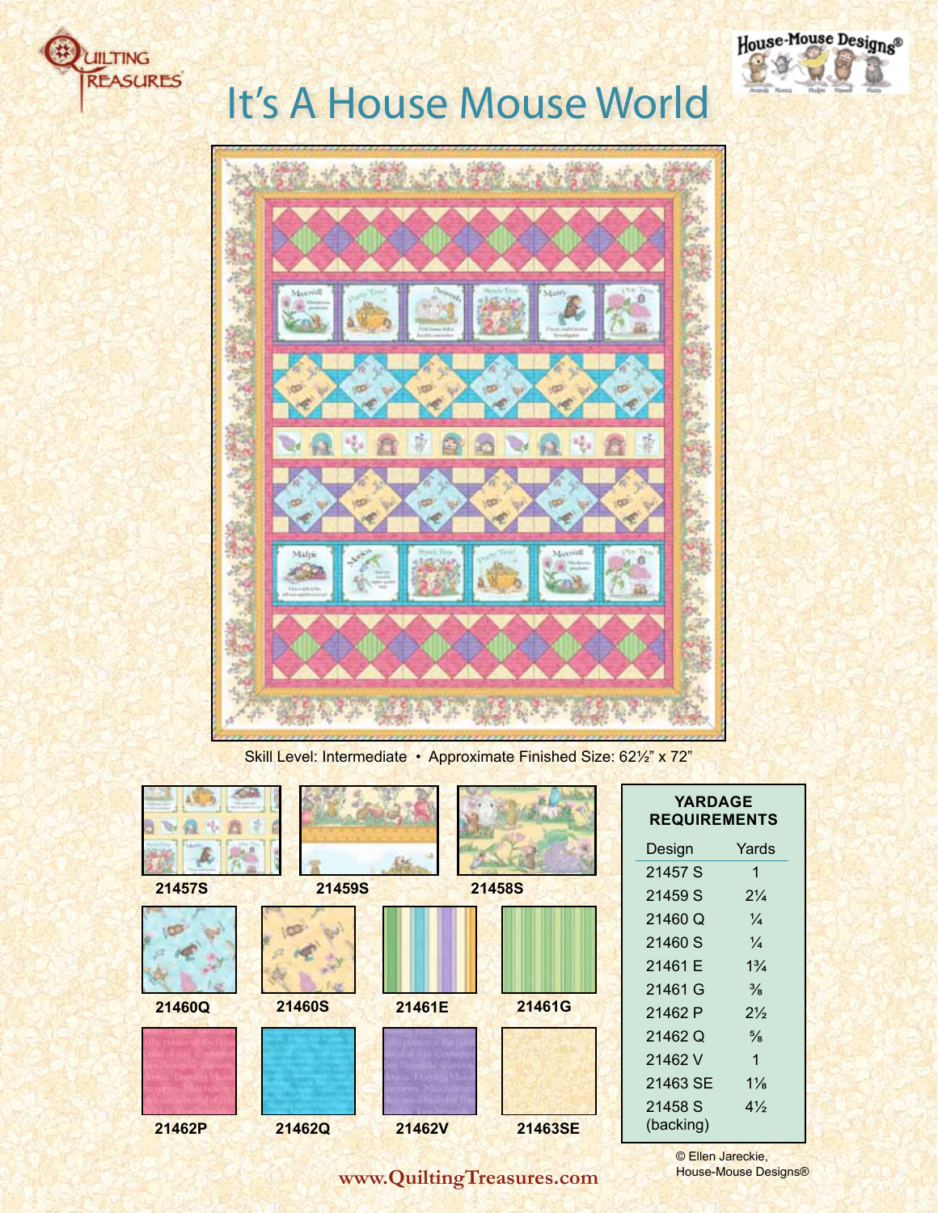# It's A House Mouse World

Skill Level: Intermediate • Approximate Finished Size: 62½" x 72"

21457S

21459S

21458S

21460Q

21460S

21461E

21461G

21462P

21462Q

21462V

21463SE

**YARDAGE REQUIREMENTS**

| Design | Yards |
|---|---|
| 21457 S | 1 |
| 21459 S | 2¼ |
| 21460 Q | ¼ |
| 21460 S | ¼ |
| 21461 E | 1¾ |
| 21461 G | ⅜ |
| 21462 P | 2½ |
| 21462 Q | ⅝ |
| 21462 V | 1 |
| 21463 SE | 1⅛ |
| 21458 S (backing) | 4½ |

© Ellen Jareckie, House-Mouse Designs®

www.QuiltingTreasures.com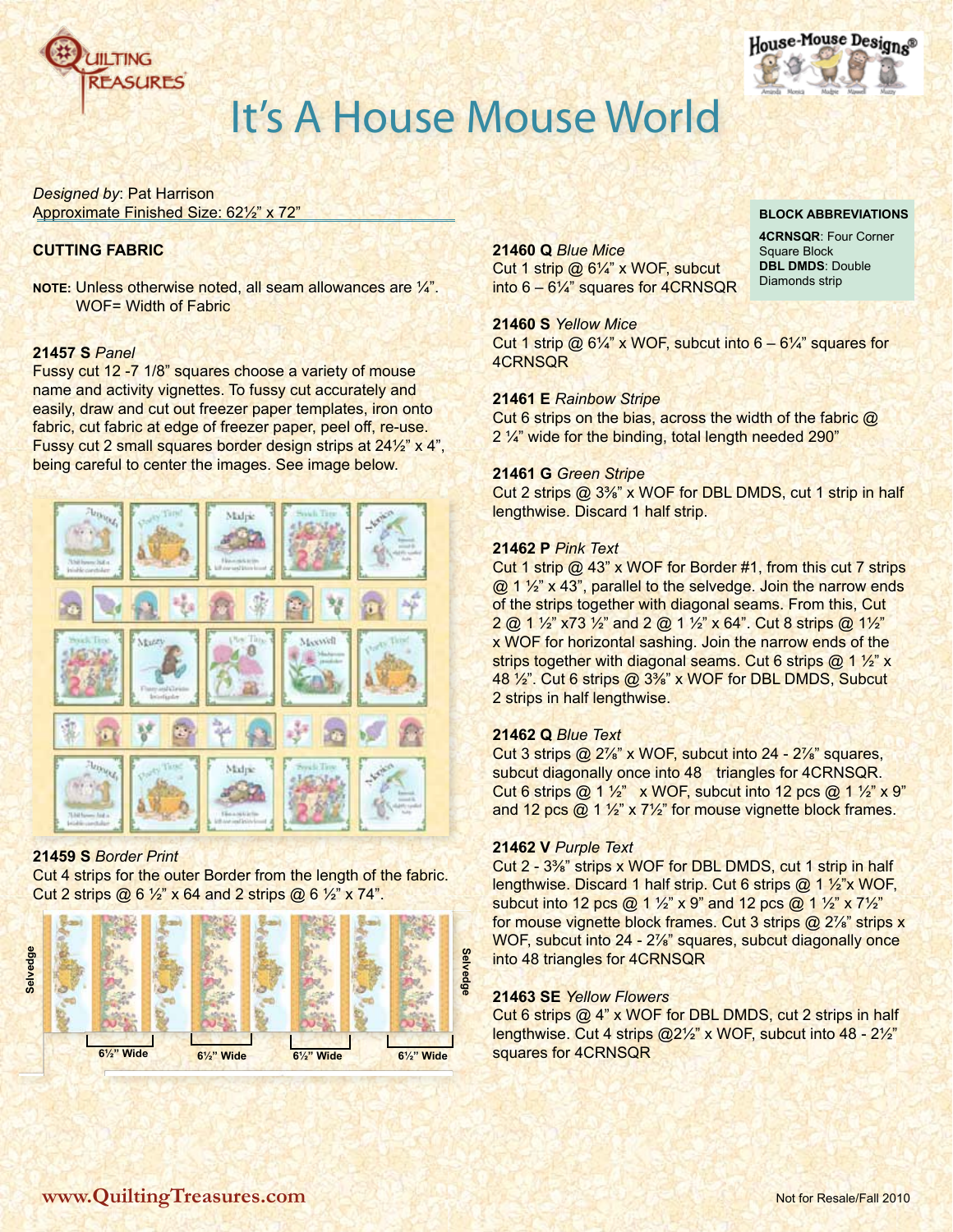# It's A House Mouse World

*Designed by*: Pat Harrison
Approximate Finished Size: 62½" x 72"

**BLOCK ABBREVIATIONS**

**4CRNSQR**: Four Corner Square Block
**DBL DMDS**: Double Diamonds strip

## CUTTING FABRIC

**NOTE:** Unless otherwise noted, all seam allowances are ¼". WOF= Width of Fabric

**21457 S** *Panel*
Fussy cut 12 -7 1/8" squares choose a variety of mouse name and activity vignettes. To fussy cut accurately and easily, draw and cut out freezer paper templates, iron onto fabric, cut fabric at edge of freezer paper, peel off, re-use. Fussy cut 2 small squares border design strips at 24½" x 4", being careful to center the images. See image below.

**21459 S** *Border Print*
Cut 4 strips for the outer Border from the length of the fabric. Cut 2 strips @ 6 ½" x 64 and 2 strips @ 6 ½" x 74".

Selvedge | 6½" Wide | 6½" Wide | 6½" Wide | 6½" Wide | Selvedge

**21460 Q** *Blue Mice*
Cut 1 strip @ 6¼" x WOF, subcut into 6 – 6¼" squares for 4CRNSQR

**21460 S** *Yellow Mice*
Cut 1 strip @ 6¼" x WOF, subcut into 6 – 6¼" squares for 4CRNSQR

**21461 E** *Rainbow Stripe*
Cut 6 strips on the bias, across the width of the fabric @ 2 ¼" wide for the binding, total length needed 290"

**21461 G** *Green Stripe*
Cut 2 strips @ 3⅜" x WOF for DBL DMDS, cut 1 strip in half lengthwise. Discard 1 half strip.

**21462 P** *Pink Text*
Cut 1 strip @ 43" x WOF for Border #1, from this cut 7 strips @ 1 ½" x 43", parallel to the selvedge. Join the narrow ends of the strips together with diagonal seams. From this, Cut 2 @ 1 ½" x73 ½" and 2 @ 1 ½" x 64". Cut 8 strips @ 1½" x WOF for horizontal sashing. Join the narrow ends of the strips together with diagonal seams. Cut 6 strips @ 1 ½" x 48 ½". Cut 6 strips @ 3⅜" x WOF for DBL DMDS, Subcut 2 strips in half lengthwise.

**21462 Q** *Blue Text*
Cut 3 strips @ 2⅞" x WOF, subcut into 24 - 2⅞" squares, subcut diagonally once into 48 triangles for 4CRNSQR. Cut 6 strips @ 1 ½" x WOF, subcut into 12 pcs @ 1 ½" x 9" and 12 pcs @ 1 ½" x 7½" for mouse vignette block frames.

**21462 V** *Purple Text*
Cut 2 - 3⅜" strips x WOF for DBL DMDS, cut 1 strip in half lengthwise. Discard 1 half strip. Cut 6 strips @ 1 ½"x WOF, subcut into 12 pcs @ 1 ½" x 9" and 12 pcs @ 1 ½" x 7½" for mouse vignette block frames. Cut 3 strips @ 2⅞" strips x WOF, subcut into 24 - 2⅞" squares, subcut diagonally once into 48 triangles for 4CRNSQR

**21463 SE** *Yellow Flowers*
Cut 6 strips @ 4" x WOF for DBL DMDS, cut 2 strips in half lengthwise. Cut 4 strips @2½" x WOF, subcut into 48 - 2½" squares for 4CRNSQR

www.QuiltingTreasures.com

Not for Resale/Fall 2010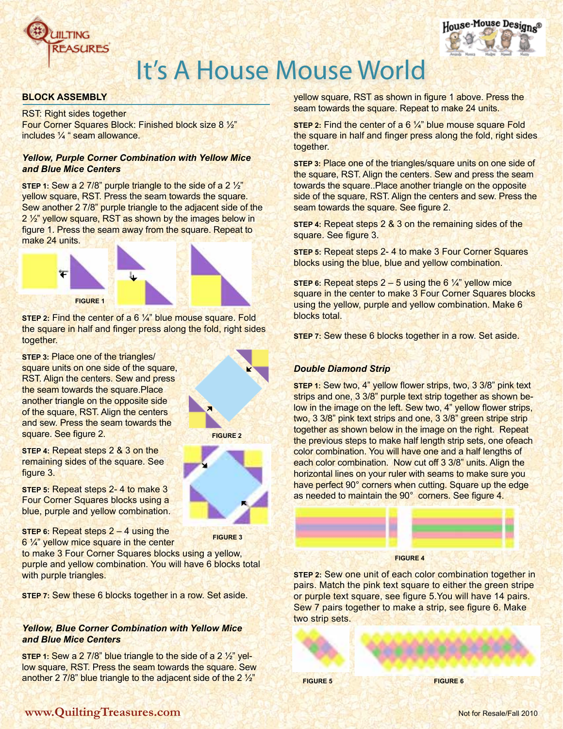# It's A House Mouse World

## BLOCK ASSEMBLY

RST: Right sides together
Four Corner Squares Block: Finished block size 8 ½" includes ¼ " seam allowance.

### *Yellow, Purple Corner Combination with Yellow Mice and Blue Mice Centers*

**STEP 1:** Sew a 2 7/8" purple triangle to the side of a 2 ½" yellow square, RST. Press the seam towards the square. Sew another 2 7/8" purple triangle to the adjacent side of the 2 ½" yellow square, RST as shown by the images below in figure 1. Press the seam away from the square. Repeat to make 24 units.

FIGURE 1

**STEP 2:** Find the center of a 6 ¼" blue mouse square. Fold the square in half and finger press along the fold, right sides together.

**STEP 3:** Place one of the triangles/ square units on one side of the square, RST. Align the centers. Sew and press the seam towards the square.Place another triangle on the opposite side of the square, RST. Align the centers and sew. Press the seam towards the square. See figure 2.

FIGURE 2

**STEP 4:** Repeat steps 2 & 3 on the remaining sides of the square. See figure 3.

FIGURE 3

**STEP 5:** Repeat steps 2- 4 to make 3 Four Corner Squares blocks using a blue, purple and yellow combination.

**STEP 6:** Repeat steps 2 – 4 using the 6 ¼" yellow mice square in the center to make 3 Four Corner Squares blocks using a yellow, purple and yellow combination. You will have 6 blocks total with purple triangles.

**STEP 7:** Sew these 6 blocks together in a row. Set aside.

### *Yellow, Blue Corner Combination with Yellow Mice and Blue Mice Centers*

**STEP 1:** Sew a 2 7/8" blue triangle to the side of a 2 ½" yellow square, RST. Press the seam towards the square. Sew another 2 7/8" blue triangle to the adjacent side of the 2 ½" yellow square, RST as shown in figure 1 above. Press the seam towards the square. Repeat to make 24 units.

**STEP 2:** Find the center of a 6 ¼" blue mouse square Fold the square in half and finger press along the fold, right sides together.

**STEP 3:** Place one of the triangles/square units on one side of the square, RST. Align the centers. Sew and press the seam towards the square..Place another triangle on the opposite side of the square, RST. Align the centers and sew. Press the seam towards the square. See figure 2.

**STEP 4:** Repeat steps 2 & 3 on the remaining sides of the square. See figure 3.

**STEP 5:** Repeat steps 2- 4 to make 3 Four Corner Squares blocks using the blue, blue and yellow combination.

**STEP 6:** Repeat steps 2 – 5 using the 6 ¼" yellow mice square in the center to make 3 Four Corner Squares blocks using the yellow, purple and yellow combination. Make 6 blocks total.

**STEP 7:** Sew these 6 blocks together in a row. Set aside.

### *Double Diamond Strip*

**STEP 1:** Sew two, 4" yellow flower strips, two, 3 3/8" pink text strips and one, 3 3/8" purple text strip together as shown below in the image on the left. Sew two, 4" yellow flower strips, two, 3 3/8" pink text strips and one, 3 3/8" green stripe strip together as shown below in the image on the right. Repeat the previous steps to make half length strip sets, one ofeach color combination. You will have one and a half lengths of each color combination. Now cut off 3 3/8" units. Align the horizontal lines on your ruler with seams to make sure you have perfect 90° corners when cutting. Square up the edge as needed to maintain the 90° corners. See figure 4.

FIGURE 4

**STEP 2:** Sew one unit of each color combination together in pairs. Match the pink text square to either the green stripe or purple text square, see figure 5.You will have 14 pairs. Sew 7 pairs together to make a strip, see figure 6. Make two strip sets.

FIGURE 5

FIGURE 6

www.QuiltingTreasures.com

Not for Resale/Fall 2010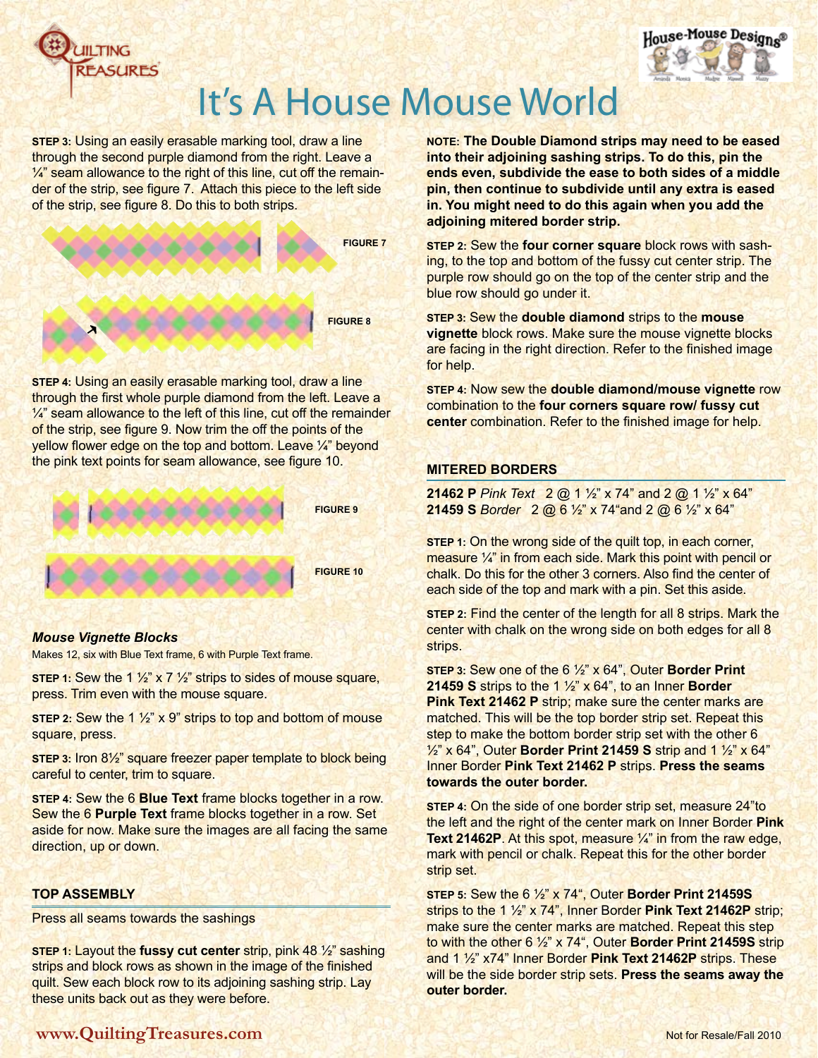# It's A House Mouse World

**STEP 3:** Using an easily erasable marking tool, draw a line through the second purple diamond from the right. Leave a ¼" seam allowance to the right of this line, cut off the remainder of the strip, see figure 7. Attach this piece to the left side of the strip, see figure 8. Do this to both strips.

FIGURE 7

FIGURE 8

**STEP 4:** Using an easily erasable marking tool, draw a line through the first whole purple diamond from the left. Leave a ¼" seam allowance to the left of this line, cut off the remainder of the strip, see figure 9. Now trim the off the points of the yellow flower edge on the top and bottom. Leave ¼" beyond the pink text points for seam allowance, see figure 10.

FIGURE 9

FIGURE 10

### *Mouse Vignette Blocks*

Makes 12, six with Blue Text frame, 6 with Purple Text frame.

**STEP 1:** Sew the 1 ½" x 7 ½" strips to sides of mouse square, press. Trim even with the mouse square.

**STEP 2:** Sew the 1 ½" x 9" strips to top and bottom of mouse square, press.

**STEP 3:** Iron 8½" square freezer paper template to block being careful to center, trim to square.

**STEP 4:** Sew the 6 **Blue Text** frame blocks together in a row. Sew the 6 **Purple Text** frame blocks together in a row. Set aside for now. Make sure the images are all facing the same direction, up or down.

## TOP ASSEMBLY

Press all seams towards the sashings

**STEP 1:** Layout the **fussy cut center** strip, pink 48 ½" sashing strips and block rows as shown in the image of the finished quilt. Sew each block row to its adjoining sashing strip. Lay these units back out as they were before.

**NOTE: The Double Diamond strips may need to be eased into their adjoining sashing strips. To do this, pin the ends even, subdivide the ease to both sides of a middle pin, then continue to subdivide until any extra is eased in. You might need to do this again when you add the adjoining mitered border strip.**

**STEP 2:** Sew the **four corner square** block rows with sashing, to the top and bottom of the fussy cut center strip. The purple row should go on the top of the center strip and the blue row should go under it.

**STEP 3:** Sew the **double diamond** strips to the **mouse vignette** block rows. Make sure the mouse vignette blocks are facing in the right direction. Refer to the finished image for help.

**STEP 4:** Now sew the **double diamond/mouse vignette** row combination to the **four corners square row/ fussy cut center** combination. Refer to the finished image for help.

## MITERED BORDERS

**21462 P** *Pink Text* 2 @ 1 ½" x 74" and 2 @ 1 ½" x 64"
**21459 S** *Border* 2 @ 6 ½" x 74"and 2 @ 6 ½" x 64"

**STEP 1:** On the wrong side of the quilt top, in each corner, measure ¼" in from each side. Mark this point with pencil or chalk. Do this for the other 3 corners. Also find the center of each side of the top and mark with a pin. Set this aside.

**STEP 2:** Find the center of the length for all 8 strips. Mark the center with chalk on the wrong side on both edges for all 8 strips.

**STEP 3:** Sew one of the 6 ½" x 64", Outer **Border Print 21459 S** strips to the 1 ½" x 64", to an Inner **Border Pink Text 21462 P** strip; make sure the center marks are matched. This will be the top border strip set. Repeat this step to make the bottom border strip set with the other 6 ½" x 64", Outer **Border Print 21459 S** strip and 1 ½" x 64" Inner Border **Pink Text 21462 P** strips. **Press the seams towards the outer border.**

**STEP 4:** On the side of one border strip set, measure 24"to the left and the right of the center mark on Inner Border **Pink Text 21462P**. At this spot, measure ¼" in from the raw edge, mark with pencil or chalk. Repeat this for the other border strip set.

**STEP 5:** Sew the 6 ½" x 74", Outer **Border Print 21459S** strips to the 1 ½" x 74", Inner Border **Pink Text 21462P** strip; make sure the center marks are matched. Repeat this step to with the other 6 ½" x 74", Outer **Border Print 21459S** strip and 1 ½" x74" Inner Border **Pink Text 21462P** strips. These will be the side border strip sets. **Press the seams away the outer border.**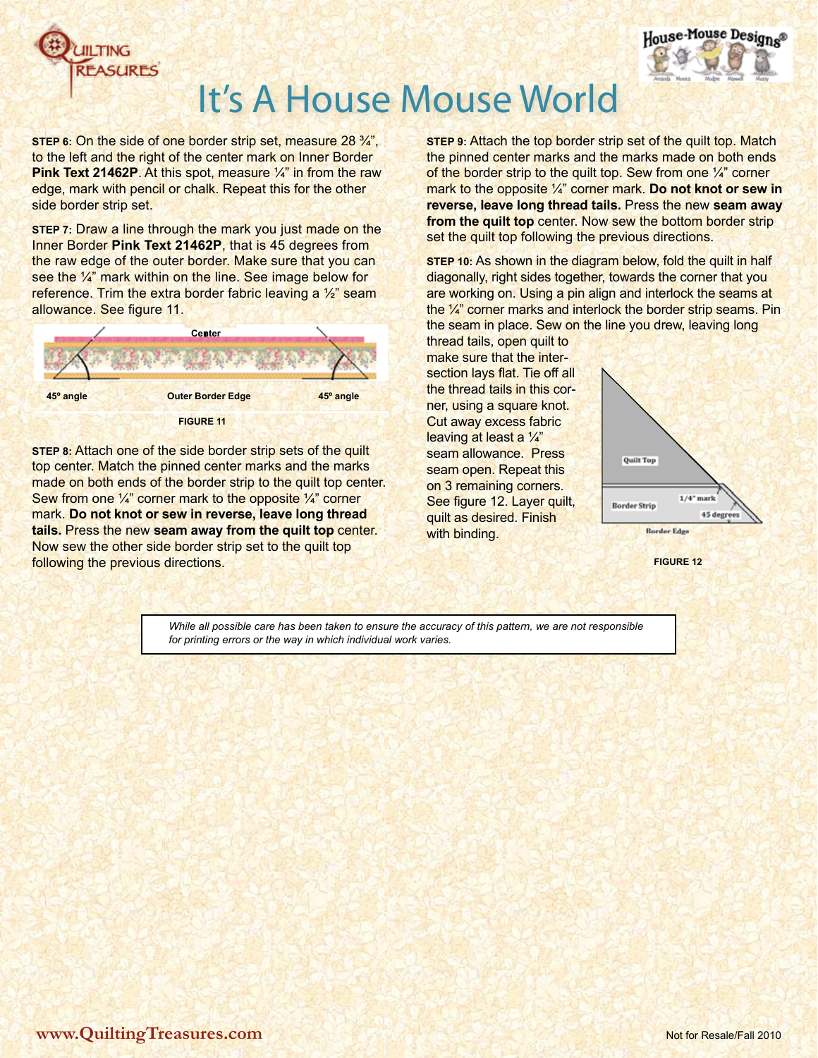# It's A House Mouse World

**STEP 6:** On the side of one border strip set, measure 28 ¾", to the left and the right of the center mark on Inner Border **Pink Text 21462P**. At this spot, measure ¼" in from the raw edge, mark with pencil or chalk. Repeat this for the other side border strip set.

**STEP 7:** Draw a line through the mark you just made on the Inner Border **Pink Text 21462P**, that is 45 degrees from the raw edge of the outer border. Make sure that you can see the ¼" mark within on the line. See image below for reference. Trim the extra border fabric leaving a ½" seam allowance. See figure 11.

Center

45º angle

Outer Border Edge

45º angle

FIGURE 11

**STEP 8:** Attach one of the side border strip sets of the quilt top center. Match the pinned center marks and the marks made on both ends of the border strip to the quilt top center. Sew from one ¼" corner mark to the opposite ¼" corner mark. **Do not knot or sew in reverse, leave long thread tails.** Press the new **seam away from the quilt top** center. Now sew the other side border strip set to the quilt top following the previous directions.

**STEP 9:** Attach the top border strip set of the quilt top. Match the pinned center marks and the marks made on both ends of the border strip to the quilt top. Sew from one ¼" corner mark to the opposite ¼" corner mark. **Do not knot or sew in reverse, leave long thread tails.** Press the new **seam away from the quilt top** center. Now sew the bottom border strip set the quilt top following the previous directions.

**STEP 10:** As shown in the diagram below, fold the quilt in half diagonally, right sides together, towards the corner that you are working on. Using a pin align and interlock the seams at the ¼" corner marks and interlock the border strip seams. Pin the seam in place. Sew on the line you drew, leaving long thread tails, open quilt to make sure that the intersection lays flat. Tie off all the thread tails in this corner, using a square knot. Cut away excess fabric leaving at least a ¼" seam allowance. Press seam open. Repeat this on 3 remaining corners. See figure 12. Layer quilt, quilt as desired. Finish with binding.

Quilt Top

Border Strip

1/4" mark

45 degrees

Border Edge

FIGURE 12

*While all possible care has been taken to ensure the accuracy of this pattern, we are not responsible for printing errors or the way in which individual work varies.*